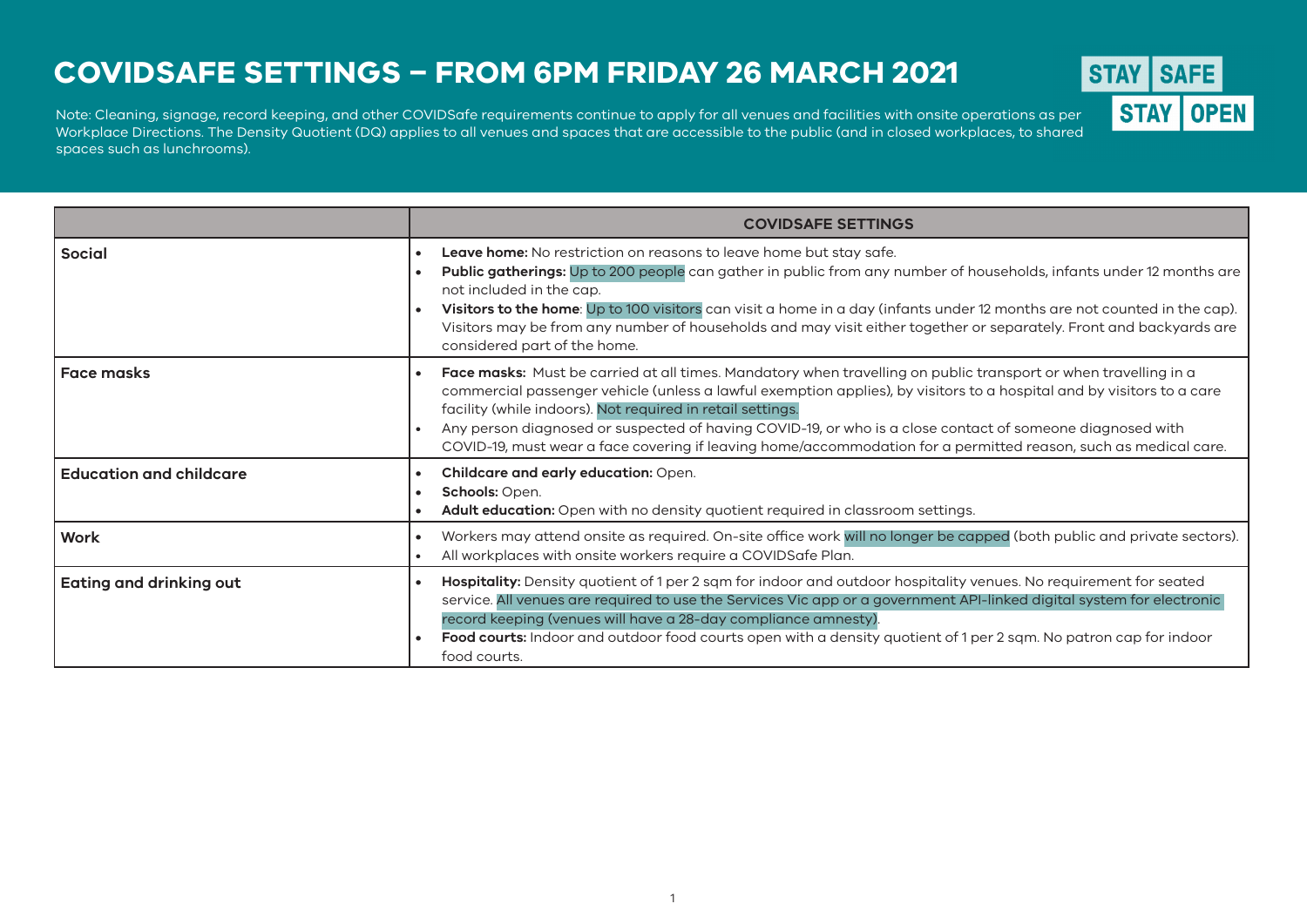# COVIDSAFE SETTINGS – FROM 6PM FRIDAY 26 MARCH 2021

STAY SAFE STAY OPEN

Note: Cleaning, signage, record keeping, and other COVIDSafe requirements continue to apply for all venues and facilities with onsite operations as per Workplace Directions. The Density Quotient (DQ) applies to all venues and spaces that are accessible to the public (and in closed workplaces, to shared spaces such as lunchrooms).

| | COVIDSAFE SETTINGS |
|---|---|
| **Social** | • **Leave home:** No restriction on reasons to leave home but stay safe.<br>• **Public gatherings:** Up to 200 people can gather in public from any number of households, infants under 12 months are not included in the cap.<br>• **Visitors to the home**: Up to 100 visitors can visit a home in a day (infants under 12 months are not counted in the cap). Visitors may be from any number of households and may visit either together or separately. Front and backyards are considered part of the home. |
| **Face masks** | • **Face masks:** Must be carried at all times. Mandatory when travelling on public transport or when travelling in a commercial passenger vehicle (unless a lawful exemption applies), by visitors to a hospital and by visitors to a care facility (while indoors). Not required in retail settings.<br>• Any person diagnosed or suspected of having COVID-19, or who is a close contact of someone diagnosed with COVID-19, must wear a face covering if leaving home/accommodation for a permitted reason, such as medical care. |
| **Education and childcare** | • **Childcare and early education:** Open.<br>• **Schools:** Open.<br>• **Adult education:** Open with no density quotient required in classroom settings. |
| **Work** | • Workers may attend onsite as required. On-site office work will no longer be capped (both public and private sectors).<br>• All workplaces with onsite workers require a COVIDSafe Plan. |
| **Eating and drinking out** | • **Hospitality:** Density quotient of 1 per 2 sqm for indoor and outdoor hospitality venues. No requirement for seated service. All venues are required to use the Services Vic app or a government API-linked digital system for electronic record keeping (venues will have a 28-day compliance amnesty).<br>• **Food courts:** Indoor and outdoor food courts open with a density quotient of 1 per 2 sqm. No patron cap for indoor food courts. |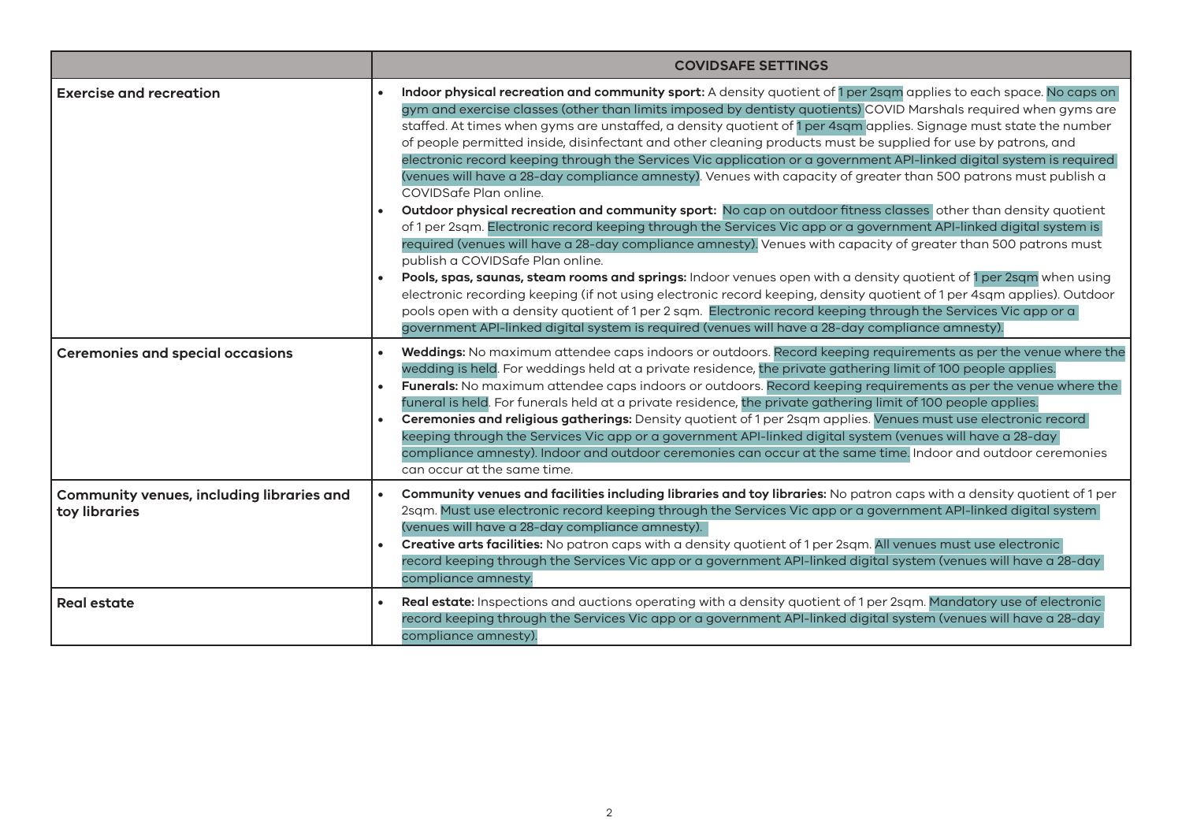| | COVIDSAFE SETTINGS |
|---|---|
| **Exercise and recreation** | • **Indoor physical recreation and community sport:** A density quotient of 1 per 2sqm applies to each space. No caps on gym and exercise classes (other than limits imposed by dentisty quotients) COVID Marshals required when gyms are staffed. At times when gyms are unstaffed, a density quotient of 1 per 4sqm applies. Signage must state the number of people permitted inside, disinfectant and other cleaning products must be supplied for use by patrons, and electronic record keeping through the Services Vic application or a government API-linked digital system is required (venues will have a 28-day compliance amnesty). Venues with capacity of greater than 500 patrons must publish a COVIDSafe Plan online.<br>• **Outdoor physical recreation and community sport:** No cap on outdoor fitness classes other than density quotient of 1 per 2sqm. Electronic record keeping through the Services Vic app or a government API-linked digital system is required (venues will have a 28-day compliance amnesty). Venues with capacity of greater than 500 patrons must publish a COVIDSafe Plan online.<br>• **Pools, spas, saunas, steam rooms and springs:** Indoor venues open with a density quotient of 1 per 2sqm when using electronic recording keeping (if not using electronic record keeping, density quotient of 1 per 4sqm applies). Outdoor pools open with a density quotient of 1 per 2 sqm. Electronic record keeping through the Services Vic app or a government API-linked digital system is required (venues will have a 28-day compliance amnesty). |
| **Ceremonies and special occasions** | • **Weddings:** No maximum attendee caps indoors or outdoors. Record keeping requirements as per the venue where the wedding is held. For weddings held at a private residence, the private gathering limit of 100 people applies.<br>• **Funerals:** No maximum attendee caps indoors or outdoors. Record keeping requirements as per the venue where the funeral is held. For funerals held at a private residence, the private gathering limit of 100 people applies.<br>• **Ceremonies and religious gatherings:** Density quotient of 1 per 2sqm applies. Venues must use electronic record keeping through the Services Vic app or a government API-linked digital system (venues will have a 28-day compliance amnesty). Indoor and outdoor ceremonies can occur at the same time. Indoor and outdoor ceremonies can occur at the same time. |
| **Community venues, including libraries and toy libraries** | • **Community venues and facilities including libraries and toy libraries:** No patron caps with a density quotient of 1 per 2sqm. Must use electronic record keeping through the Services Vic app or a government API-linked digital system (venues will have a 28-day compliance amnesty).<br>• **Creative arts facilities:** No patron caps with a density quotient of 1 per 2sqm. All venues must use electronic record keeping through the Services Vic app or a government API-linked digital system (venues will have a 28-day compliance amnesty. |
| **Real estate** | • **Real estate:** Inspections and auctions operating with a density quotient of 1 per 2sqm. Mandatory use of electronic record keeping through the Services Vic app or a government API-linked digital system (venues will have a 28-day compliance amnesty). |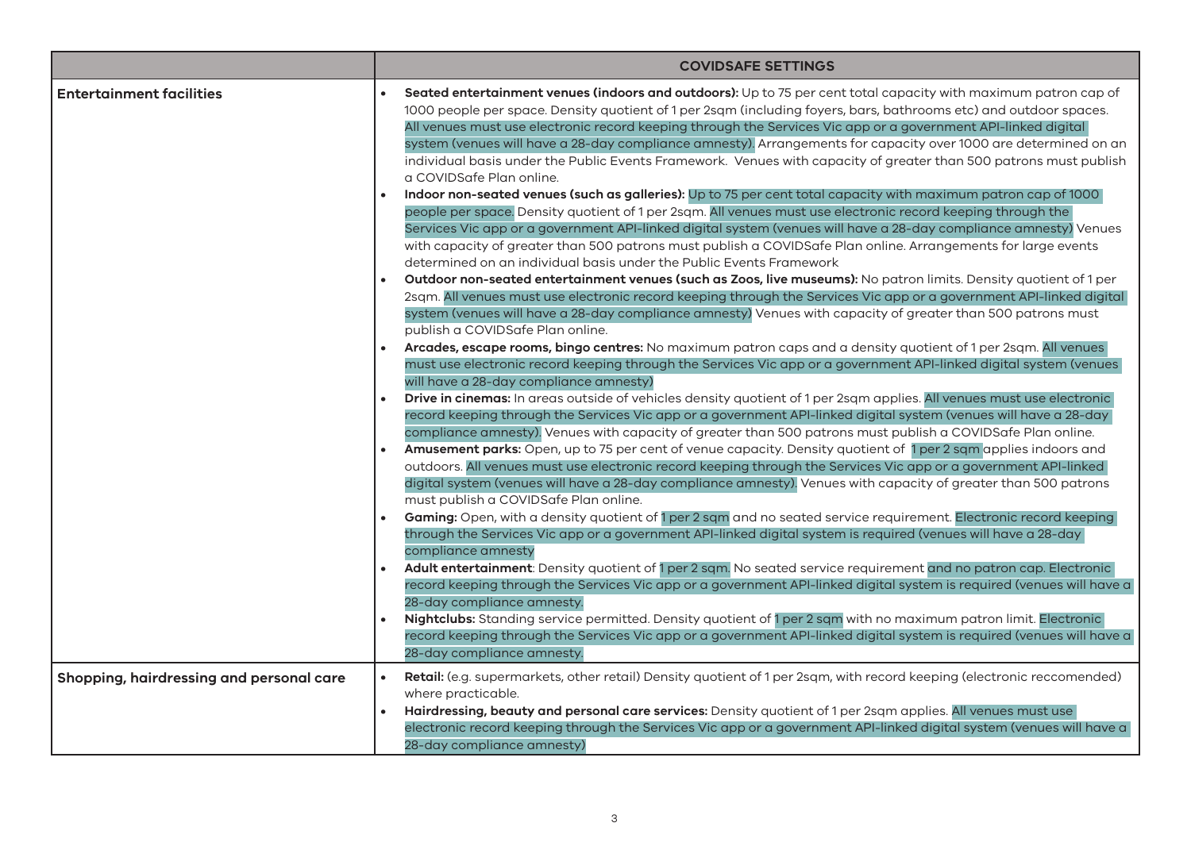| | COVIDSAFE SETTINGS |
|---|---|
| **Entertainment facilities** | • **Seated entertainment venues (indoors and outdoors):** Up to 75 per cent total capacity with maximum patron cap of 1000 people per space. Density quotient of 1 per 2sqm (including foyers, bars, bathrooms etc) and outdoor spaces. All venues must use electronic record keeping through the Services Vic app or a government API-linked digital system (venues will have a 28-day compliance amnesty). Arrangements for capacity over 1000 are determined on an individual basis under the Public Events Framework. Venues with capacity of greater than 500 patrons must publish a COVIDSafe Plan online.<br>• **Indoor non-seated venues (such as galleries):** Up to 75 per cent total capacity with maximum patron cap of 1000 people per space. Density quotient of 1 per 2sqm. All venues must use electronic record keeping through the Services Vic app or a government API-linked digital system (venues will have a 28-day compliance amnesty) Venues with capacity of greater than 500 patrons must publish a COVIDSafe Plan online. Arrangements for large events determined on an individual basis under the Public Events Framework<br>• **Outdoor non-seated entertainment venues (such as Zoos, live museums):** No patron limits. Density quotient of 1 per 2sqm. All venues must use electronic record keeping through the Services Vic app or a government API-linked digital system (venues will have a 28-day compliance amnesty) Venues with capacity of greater than 500 patrons must publish a COVIDSafe Plan online.<br>• **Arcades, escape rooms, bingo centres:** No maximum patron caps and a density quotient of 1 per 2sqm. All venues must use electronic record keeping through the Services Vic app or a government API-linked digital system (venues will have a 28-day compliance amnesty)<br>• **Drive in cinemas:** In areas outside of vehicles density quotient of 1 per 2sqm applies. All venues must use electronic record keeping through the Services Vic app or a government API-linked digital system (venues will have a 28-day compliance amnesty). Venues with capacity of greater than 500 patrons must publish a COVIDSafe Plan online.<br>• **Amusement parks:** Open, up to 75 per cent of venue capacity. Density quotient of 1 per 2 sqm applies indoors and outdoors. All venues must use electronic record keeping through the Services Vic app or a government API-linked digital system (venues will have a 28-day compliance amnesty). Venues with capacity of greater than 500 patrons must publish a COVIDSafe Plan online.<br>• **Gaming:** Open, with a density quotient of 1 per 2 sqm and no seated service requirement. Electronic record keeping through the Services Vic app or a government API-linked digital system is required (venues will have a 28-day compliance amnesty<br>• **Adult entertainment**: Density quotient of 1 per 2 sqm. No seated service requirement and no patron cap. Electronic record keeping through the Services Vic app or a government API-linked digital system is required (venues will have a 28-day compliance amnesty.<br>• **Nightclubs:** Standing service permitted. Density quotient of 1 per 2 sqm with no maximum patron limit. Electronic record keeping through the Services Vic app or a government API-linked digital system is required (venues will have a 28-day compliance amnesty. |
| **Shopping, hairdressing and personal care** | • **Retail:** (e.g. supermarkets, other retail) Density quotient of 1 per 2sqm, with record keeping (electronic reccomended) where practicable.<br>• **Hairdressing, beauty and personal care services:** Density quotient of 1 per 2sqm applies. All venues must use electronic record keeping through the Services Vic app or a government API-linked digital system (venues will have a 28-day compliance amnesty) |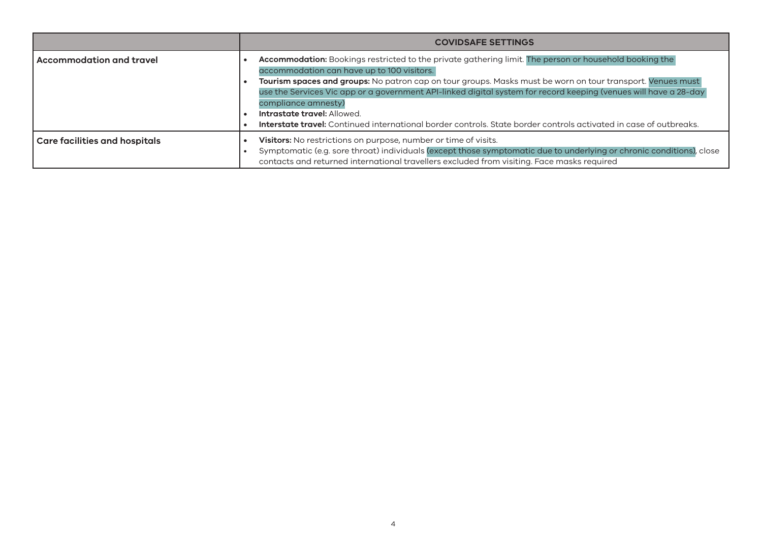| | COVIDSAFE SETTINGS |
|---|---|
| **Accommodation and travel** | • **Accommodation:** Bookings restricted to the private gathering limit. The person or household booking the accommodation can have up to 100 visitors. <br>• **Tourism spaces and groups:** No patron cap on tour groups. Masks must be worn on tour transport. Venues must use the Services Vic app or a government API-linked digital system for record keeping (venues will have a 28-day compliance amnesty) <br>• **Intrastate travel:** Allowed. <br>• **Interstate travel:** Continued international border controls. State border controls activated in case of outbreaks. |
| **Care facilities and hospitals** | • **Visitors:** No restrictions on purpose, number or time of visits. <br>• Symptomatic (e.g. sore throat) individuals (except those symptomatic due to underlying or chronic conditions), close contacts and returned international travellers excluded from visiting. Face masks required |